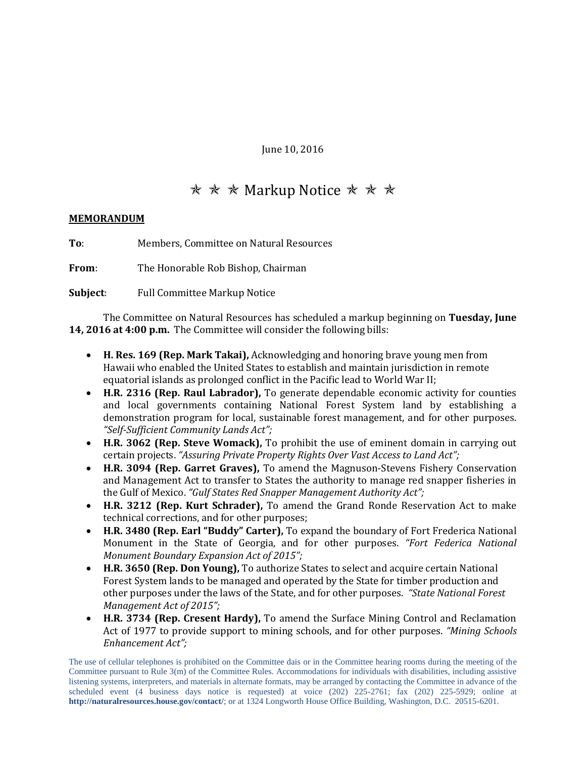June 10, 2016

# ✯ ✯ ✯ Markup Notice ✯ ✯ ✯

**MEMORANDUM**

**To**: Members, Committee on Natural Resources

**From**: The Honorable Rob Bishop, Chairman

**Subject**: Full Committee Markup Notice

The Committee on Natural Resources has scheduled a markup beginning on **Tuesday, June 14, 2016 at 4:00 p.m.** The Committee will consider the following bills:

- **H. Res. 169 (Rep. Mark Takai),** Acknowledging and honoring brave young men from Hawaii who enabled the United States to establish and maintain jurisdiction in remote equatorial islands as prolonged conflict in the Pacific lead to World War II;
- **H.R. 2316 (Rep. Raul Labrador),** To generate dependable economic activity for counties and local governments containing National Forest System land by establishing a demonstration program for local, sustainable forest management, and for other purposes. *"Self-Sufficient Community Lands Act";*
- **H.R. 3062 (Rep. Steve Womack),** To prohibit the use of eminent domain in carrying out certain projects. *"Assuring Private Property Rights Over Vast Access to Land Act";*
- **H.R. 3094 (Rep. Garret Graves),** To amend the Magnuson-Stevens Fishery Conservation and Management Act to transfer to States the authority to manage red snapper fisheries in the Gulf of Mexico. *"Gulf States Red Snapper Management Authority Act";*
- **H.R. 3212 (Rep. Kurt Schrader),** To amend the Grand Ronde Reservation Act to make technical corrections, and for other purposes;
- **H.R. 3480 (Rep. Earl "Buddy" Carter),** To expand the boundary of Fort Frederica National Monument in the State of Georgia, and for other purposes. *"Fort Federica National Monument Boundary Expansion Act of 2015";*
- **H.R. 3650 (Rep. Don Young),** To authorize States to select and acquire certain National Forest System lands to be managed and operated by the State for timber production and other purposes under the laws of the State, and for other purposes. *"State National Forest Management Act of 2015";*
- **H.R. 3734 (Rep. Cresent Hardy),** To amend the Surface Mining Control and Reclamation Act of 1977 to provide support to mining schools, and for other purposes. *"Mining Schools Enhancement Act";*

The use of cellular telephones is prohibited on the Committee dais or in the Committee hearing rooms during the meeting of the Committee pursuant to Rule 3(m) of the Committee Rules. Accommodations for individuals with disabilities, including assistive listening systems, interpreters, and materials in alternate formats, may be arranged by contacting the Committee in advance of the scheduled event (4 business days notice is requested) at voice (202) 225-2761; fax (202) 225-5929; online at **http://naturalresources.house.gov/contact/**; or at 1324 Longworth House Office Building, Washington, D.C. 20515-6201.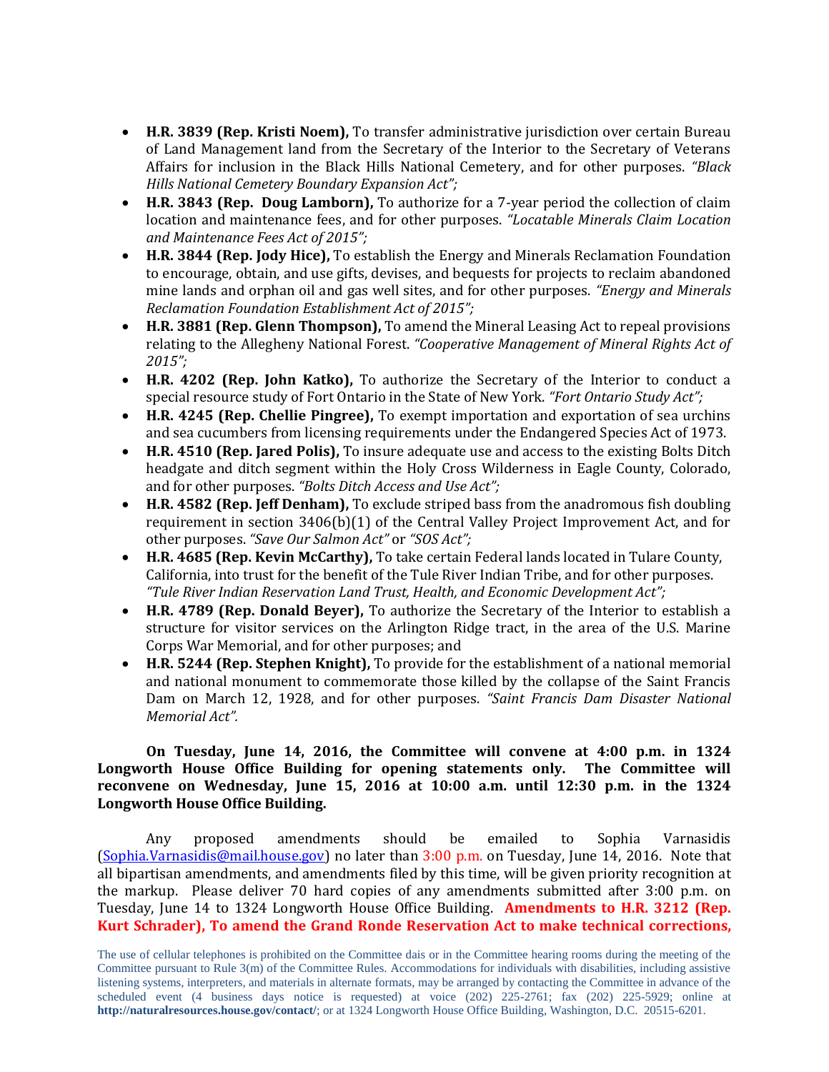- **H.R. 3839 (Rep. Kristi Noem),** To transfer administrative jurisdiction over certain Bureau of Land Management land from the Secretary of the Interior to the Secretary of Veterans Affairs for inclusion in the Black Hills National Cemetery, and for other purposes. *"Black Hills National Cemetery Boundary Expansion Act";*
- **H.R. 3843 (Rep. Doug Lamborn),** To authorize for a 7-year period the collection of claim location and maintenance fees, and for other purposes. *"Locatable Minerals Claim Location and Maintenance Fees Act of 2015";*
- **H.R. 3844 (Rep. Jody Hice),** To establish the Energy and Minerals Reclamation Foundation to encourage, obtain, and use gifts, devises, and bequests for projects to reclaim abandoned mine lands and orphan oil and gas well sites, and for other purposes. *"Energy and Minerals Reclamation Foundation Establishment Act of 2015";*
- **H.R. 3881 (Rep. Glenn Thompson),** To amend the Mineral Leasing Act to repeal provisions relating to the Allegheny National Forest. *"Cooperative Management of Mineral Rights Act of 2015";*
- **H.R. 4202 (Rep. John Katko),** To authorize the Secretary of the Interior to conduct a special resource study of Fort Ontario in the State of New York. *"Fort Ontario Study Act";*
- **H.R. 4245 (Rep. Chellie Pingree),** To exempt importation and exportation of sea urchins and sea cucumbers from licensing requirements under the Endangered Species Act of 1973.
- **H.R. 4510 (Rep. Jared Polis),** To insure adequate use and access to the existing Bolts Ditch headgate and ditch segment within the Holy Cross Wilderness in Eagle County, Colorado, and for other purposes. *"Bolts Ditch Access and Use Act";*
- **H.R. 4582 (Rep. Jeff Denham),** To exclude striped bass from the anadromous fish doubling requirement in section 3406(b)(1) of the Central Valley Project Improvement Act, and for other purposes. *"Save Our Salmon Act"* or *"SOS Act";*
- **H.R. 4685 (Rep. Kevin McCarthy),** To take certain Federal lands located in Tulare County, California, into trust for the benefit of the Tule River Indian Tribe, and for other purposes. *"Tule River Indian Reservation Land Trust, Health, and Economic Development Act";*
- **H.R. 4789 (Rep. Donald Beyer),** To authorize the Secretary of the Interior to establish a structure for visitor services on the Arlington Ridge tract, in the area of the U.S. Marine Corps War Memorial, and for other purposes; and
- **H.R. 5244 (Rep. Stephen Knight),** To provide for the establishment of a national memorial and national monument to commemorate those killed by the collapse of the Saint Francis Dam on March 12, 1928, and for other purposes. *"Saint Francis Dam Disaster National Memorial Act".*

**On Tuesday, June 14, 2016, the Committee will convene at 4:00 p.m. in 1324 Longworth House Office Building for opening statements only. The Committee will reconvene on Wednesday, June 15, 2016 at 10:00 a.m. until 12:30 p.m. in the 1324 Longworth House Office Building.**

Any proposed amendments should be emailed to Sophia Varnasidis (Sophia.Varnasidis@mail.house.gov) no later than 3:00 p.m. on Tuesday, June 14, 2016. Note that all bipartisan amendments, and amendments filed by this time, will be given priority recognition at the markup. Please deliver 70 hard copies of any amendments submitted after 3:00 p.m. on Tuesday, June 14 to 1324 Longworth House Office Building. **Amendments to H.R. 3212 (Rep. Kurt Schrader), To amend the Grand Ronde Reservation Act to make technical corrections,**

The use of cellular telephones is prohibited on the Committee dais or in the Committee hearing rooms during the meeting of the Committee pursuant to Rule 3(m) of the Committee Rules. Accommodations for individuals with disabilities, including assistive listening systems, interpreters, and materials in alternate formats, may be arranged by contacting the Committee in advance of the scheduled event (4 business days notice is requested) at voice (202) 225-2761; fax (202) 225-5929; online at **http://naturalresources.house.gov/contact/**; or at 1324 Longworth House Office Building, Washington, D.C. 20515-6201.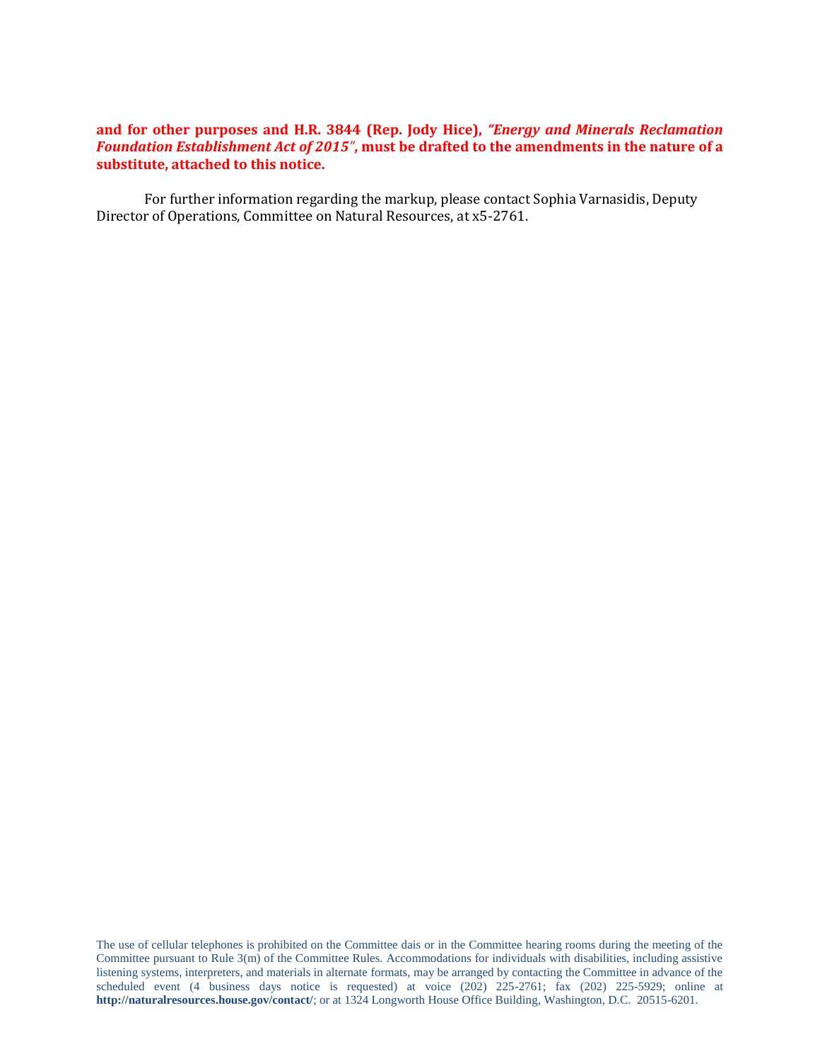**and for other purposes and H.R. 3844 (Rep. Jody Hice),** ***"Energy and Minerals Reclamation Foundation Establishment Act of 2015"*****, must be drafted to the amendments in the nature of a substitute, attached to this notice.**

For further information regarding the markup, please contact Sophia Varnasidis, Deputy Director of Operations, Committee on Natural Resources, at x5-2761.

The use of cellular telephones is prohibited on the Committee dais or in the Committee hearing rooms during the meeting of the Committee pursuant to Rule 3(m) of the Committee Rules. Accommodations for individuals with disabilities, including assistive listening systems, interpreters, and materials in alternate formats, may be arranged by contacting the Committee in advance of the scheduled event (4 business days notice is requested) at voice (202) 225-2761; fax (202) 225-5929; online at **http://naturalresources.house.gov/contact/**; or at 1324 Longworth House Office Building, Washington, D.C. 20515-6201.